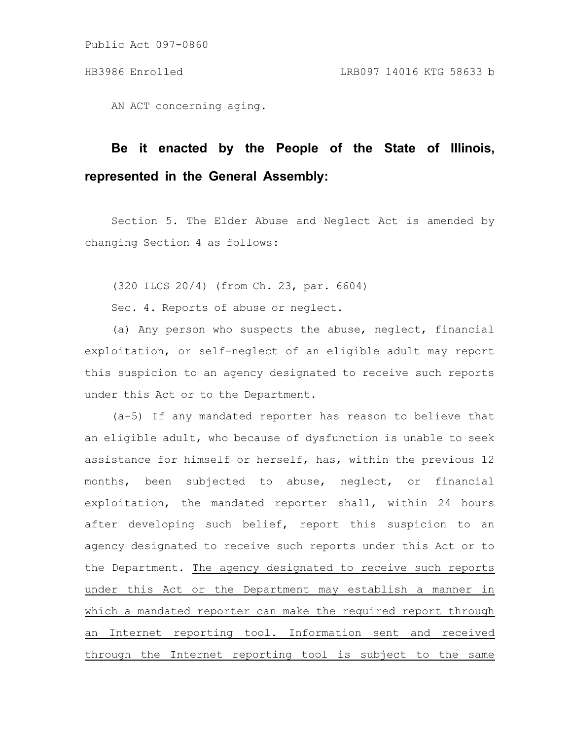Public Act 097-0860

HB3986 Enrolled LRB097 14016 KTG 58633 b

AN ACT concerning aging.

**Be it enacted by the People of the State of Illinois, represented in the General Assembly:**

Section 5. The Elder Abuse and Neglect Act is amended by changing Section 4 as follows:

(320 ILCS 20/4) (from Ch. 23, par. 6604)

Sec. 4. Reports of abuse or neglect.

(a) Any person who suspects the abuse, neglect, financial exploitation, or self-neglect of an eligible adult may report this suspicion to an agency designated to receive such reports under this Act or to the Department.

(a-5) If any mandated reporter has reason to believe that an eligible adult, who because of dysfunction is unable to seek assistance for himself or herself, has, within the previous 12 months, been subjected to abuse, neglect, or financial exploitation, the mandated reporter shall, within 24 hours after developing such belief, report this suspicion to an agency designated to receive such reports under this Act or to the Department. <u>The agency designated to receive such reports under this Act or the Department may establish a manner in which a mandated reporter can make the required report through an Internet reporting tool. Information sent and received through the Internet reporting tool is subject to the same</u>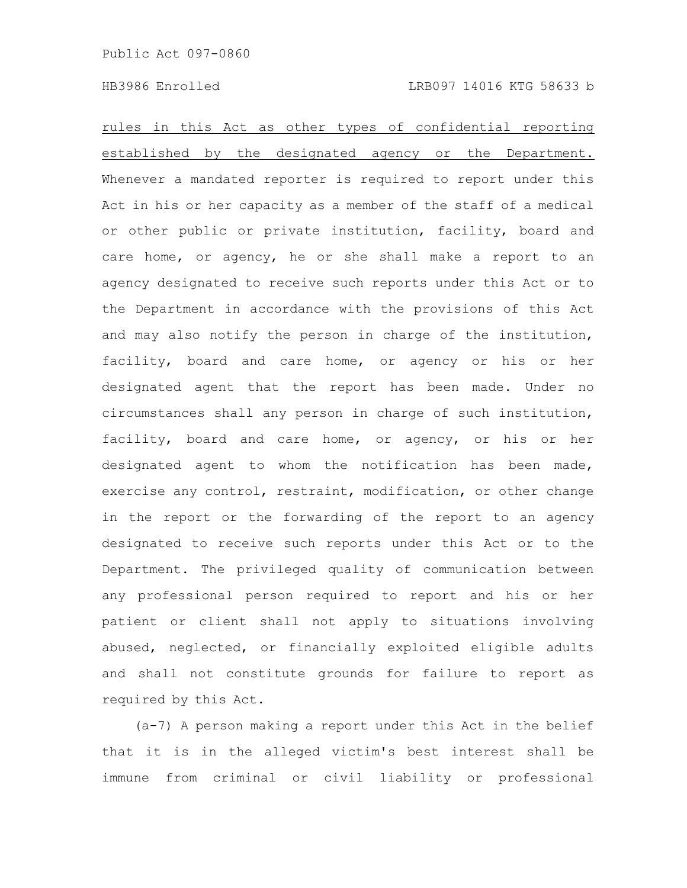rules in this Act as other types of confidential reporting established by the designated agency or the Department. Whenever a mandated reporter is required to report under this Act in his or her capacity as a member of the staff of a medical or other public or private institution, facility, board and care home, or agency, he or she shall make a report to an agency designated to receive such reports under this Act or to the Department in accordance with the provisions of this Act and may also notify the person in charge of the institution, facility, board and care home, or agency or his or her designated agent that the report has been made. Under no circumstances shall any person in charge of such institution, facility, board and care home, or agency, or his or her designated agent to whom the notification has been made, exercise any control, restraint, modification, or other change in the report or the forwarding of the report to an agency designated to receive such reports under this Act or to the Department. The privileged quality of communication between any professional person required to report and his or her patient or client shall not apply to situations involving abused, neglected, or financially exploited eligible adults and shall not constitute grounds for failure to report as required by this Act.

(a-7) A person making a report under this Act in the belief that it is in the alleged victim's best interest shall be immune from criminal or civil liability or professional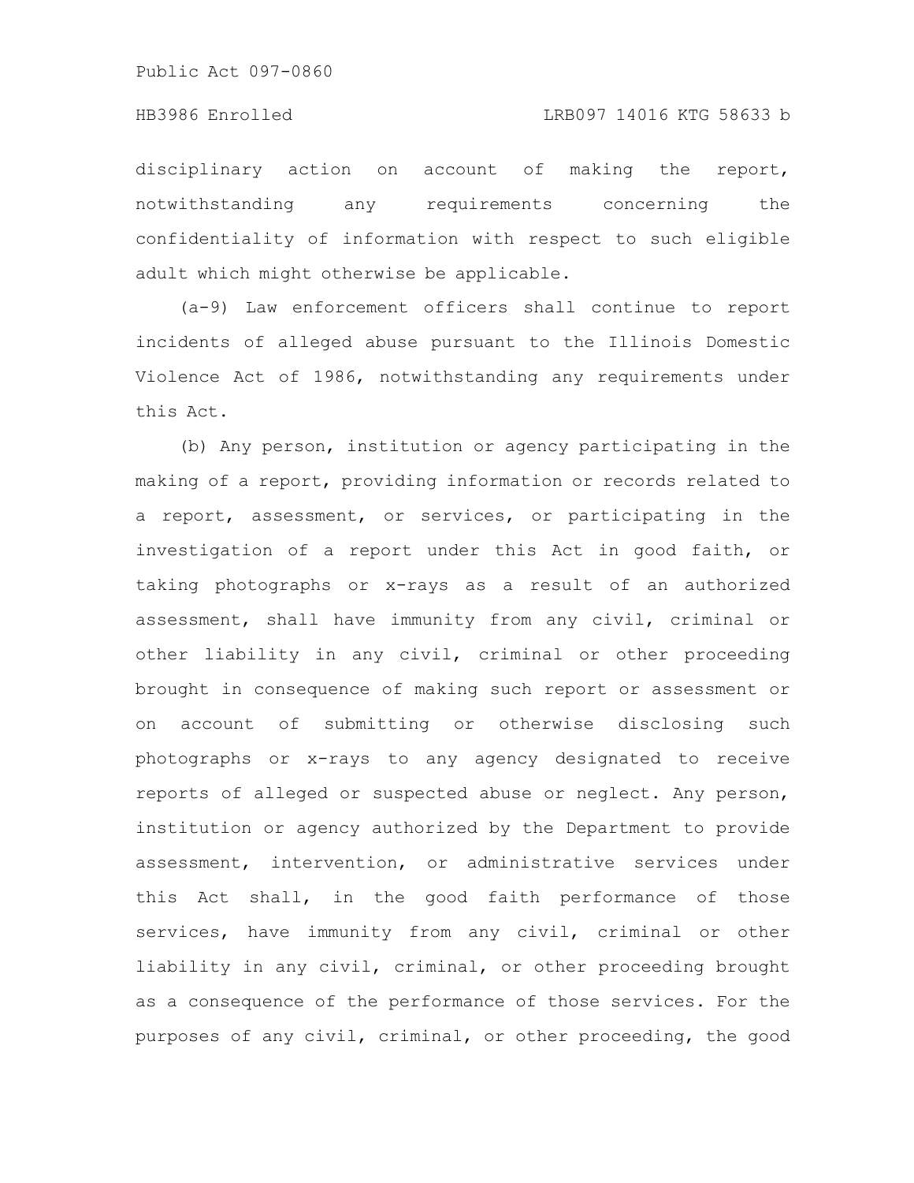disciplinary action on account of making the report, notwithstanding any requirements concerning the confidentiality of information with respect to such eligible adult which might otherwise be applicable.

(a-9) Law enforcement officers shall continue to report incidents of alleged abuse pursuant to the Illinois Domestic Violence Act of 1986, notwithstanding any requirements under this Act.

(b) Any person, institution or agency participating in the making of a report, providing information or records related to a report, assessment, or services, or participating in the investigation of a report under this Act in good faith, or taking photographs or x-rays as a result of an authorized assessment, shall have immunity from any civil, criminal or other liability in any civil, criminal or other proceeding brought in consequence of making such report or assessment or on account of submitting or otherwise disclosing such photographs or x-rays to any agency designated to receive reports of alleged or suspected abuse or neglect. Any person, institution or agency authorized by the Department to provide assessment, intervention, or administrative services under this Act shall, in the good faith performance of those services, have immunity from any civil, criminal or other liability in any civil, criminal, or other proceeding brought as a consequence of the performance of those services. For the purposes of any civil, criminal, or other proceeding, the good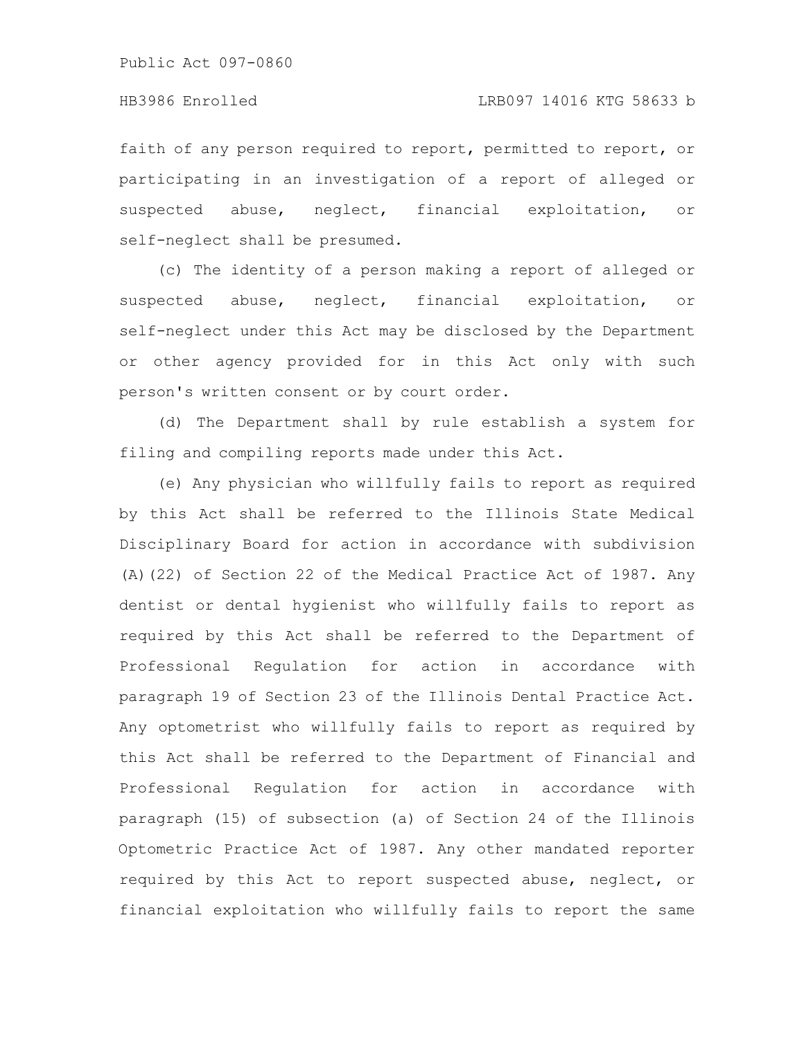faith of any person required to report, permitted to report, or participating in an investigation of a report of alleged or suspected abuse, neglect, financial exploitation, or self-neglect shall be presumed.

(c) The identity of a person making a report of alleged or suspected abuse, neglect, financial exploitation, or self-neglect under this Act may be disclosed by the Department or other agency provided for in this Act only with such person's written consent or by court order.

(d) The Department shall by rule establish a system for filing and compiling reports made under this Act.

(e) Any physician who willfully fails to report as required by this Act shall be referred to the Illinois State Medical Disciplinary Board for action in accordance with subdivision (A)(22) of Section 22 of the Medical Practice Act of 1987. Any dentist or dental hygienist who willfully fails to report as required by this Act shall be referred to the Department of Professional Regulation for action in accordance with paragraph 19 of Section 23 of the Illinois Dental Practice Act. Any optometrist who willfully fails to report as required by this Act shall be referred to the Department of Financial and Professional Regulation for action in accordance with paragraph (15) of subsection (a) of Section 24 of the Illinois Optometric Practice Act of 1987. Any other mandated reporter required by this Act to report suspected abuse, neglect, or financial exploitation who willfully fails to report the same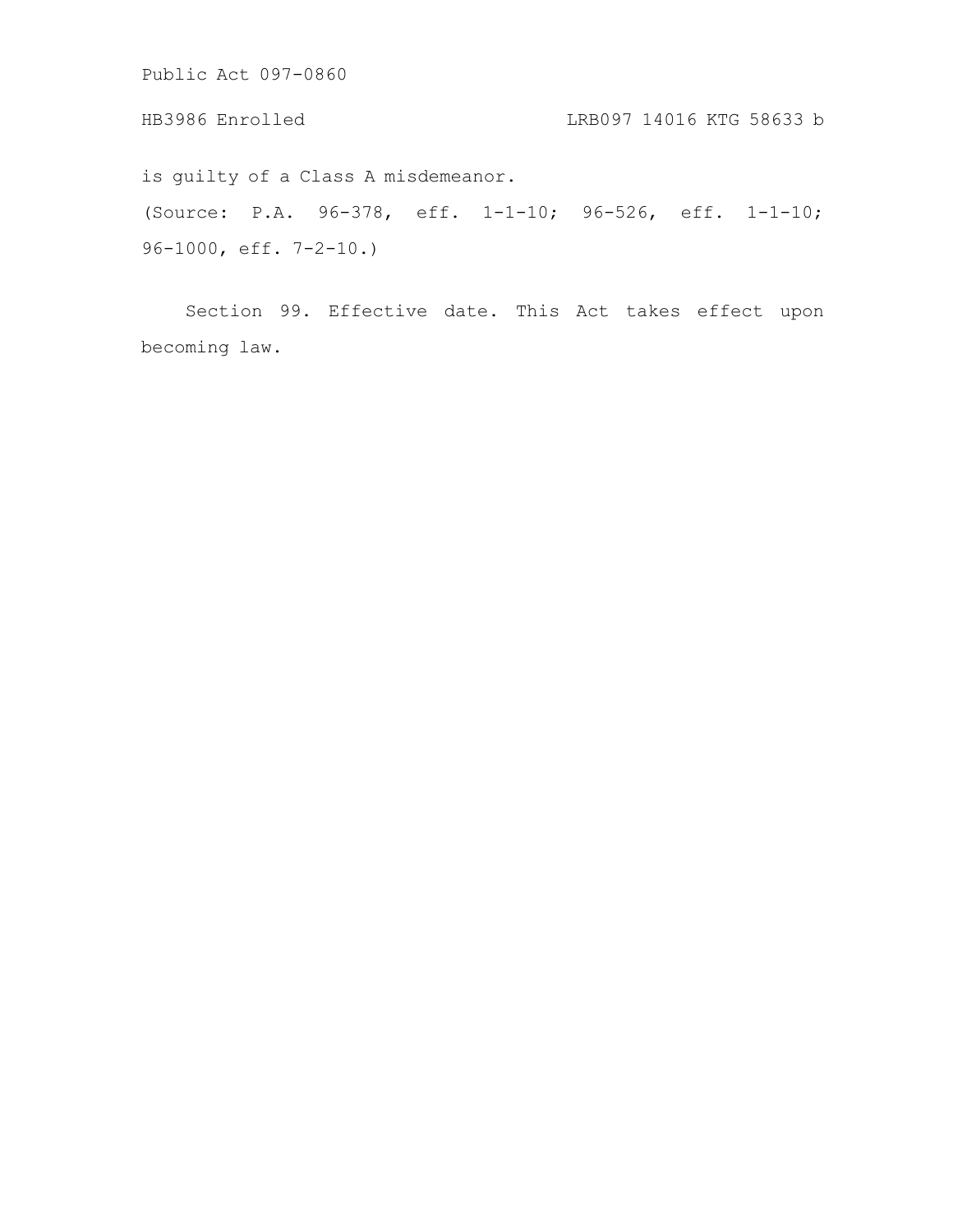is guilty of a Class A misdemeanor.

(Source: P.A. 96-378, eff. 1-1-10; 96-526, eff. 1-1-10; 96-1000, eff. 7-2-10.)

Section 99. Effective date. This Act takes effect upon becoming law.